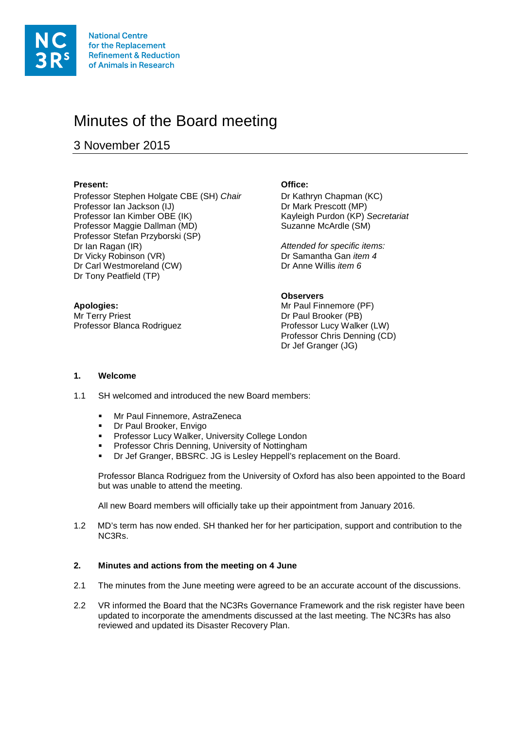National Centre for the Replacement Refinement & Reduction of Animals in Research

# Minutes of the Board meeting

## 3 November 2015

**Present:**
Professor Stephen Holgate CBE (SH) *Chair*
Professor Ian Jackson (IJ)
Professor Ian Kimber OBE (IK)
Professor Maggie Dallman (MD)
Professor Stefan Przyborski (SP)
Dr Ian Ragan (IR)
Dr Vicky Robinson (VR)
Dr Carl Westmoreland (CW)
Dr Tony Peatfield (TP)

**Apologies:**
Mr Terry Priest
Professor Blanca Rodriguez

**Office:**
Dr Kathryn Chapman (KC)
Dr Mark Prescott (MP)
Kayleigh Purdon (KP) *Secretariat*
Suzanne McArdle (SM)

*Attended for specific items:*
Dr Samantha Gan *item 4*
Dr Anne Willis *item 6*

**Observers**
Mr Paul Finnemore (PF)
Dr Paul Brooker (PB)
Professor Lucy Walker (LW)
Professor Chris Denning (CD)
Dr Jef Granger (JG)

### 1. Welcome

1.1 SH welcomed and introduced the new Board members:

- Mr Paul Finnemore, AstraZeneca
- Dr Paul Brooker, Envigo
- Professor Lucy Walker, University College London
- Professor Chris Denning, University of Nottingham
- Dr Jef Granger, BBSRC. JG is Lesley Heppell's replacement on the Board.

Professor Blanca Rodriguez from the University of Oxford has also been appointed to the Board but was unable to attend the meeting.

All new Board members will officially take up their appointment from January 2016.

1.2 MD's term has now ended. SH thanked her for her participation, support and contribution to the NC3Rs.

### 2. Minutes and actions from the meeting on 4 June

2.1 The minutes from the June meeting were agreed to be an accurate account of the discussions.

2.2 VR informed the Board that the NC3Rs Governance Framework and the risk register have been updated to incorporate the amendments discussed at the last meeting. The NC3Rs has also reviewed and updated its Disaster Recovery Plan.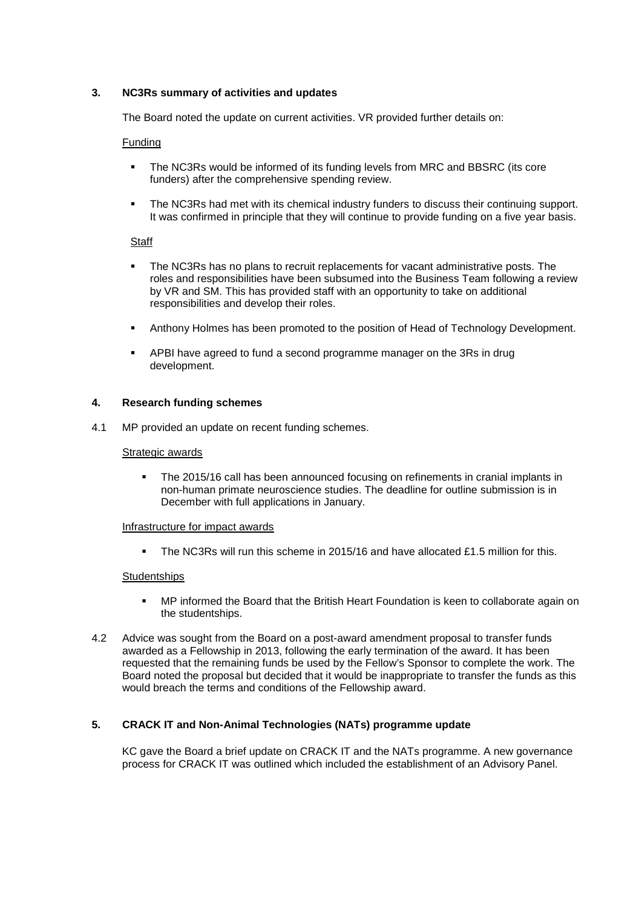## 3. NC3Rs summary of activities and updates

The Board noted the update on current activities. VR provided further details on:

Funding

- The NC3Rs would be informed of its funding levels from MRC and BBSRC (its core funders) after the comprehensive spending review.
- The NC3Rs had met with its chemical industry funders to discuss their continuing support. It was confirmed in principle that they will continue to provide funding on a five year basis.

Staff

- The NC3Rs has no plans to recruit replacements for vacant administrative posts. The roles and responsibilities have been subsumed into the Business Team following a review by VR and SM. This has provided staff with an opportunity to take on additional responsibilities and develop their roles.
- Anthony Holmes has been promoted to the position of Head of Technology Development.
- APBI have agreed to fund a second programme manager on the 3Rs in drug development.

## 4. Research funding schemes

4.1 MP provided an update on recent funding schemes.

Strategic awards

- The 2015/16 call has been announced focusing on refinements in cranial implants in non-human primate neuroscience studies. The deadline for outline submission is in December with full applications in January.

Infrastructure for impact awards

- The NC3Rs will run this scheme in 2015/16 and have allocated £1.5 million for this.

Studentships

- MP informed the Board that the British Heart Foundation is keen to collaborate again on the studentships.

4.2 Advice was sought from the Board on a post-award amendment proposal to transfer funds awarded as a Fellowship in 2013, following the early termination of the award. It has been requested that the remaining funds be used by the Fellow's Sponsor to complete the work. The Board noted the proposal but decided that it would be inappropriate to transfer the funds as this would breach the terms and conditions of the Fellowship award.

## 5. CRACK IT and Non-Animal Technologies (NATs) programme update

KC gave the Board a brief update on CRACK IT and the NATs programme. A new governance process for CRACK IT was outlined which included the establishment of an Advisory Panel.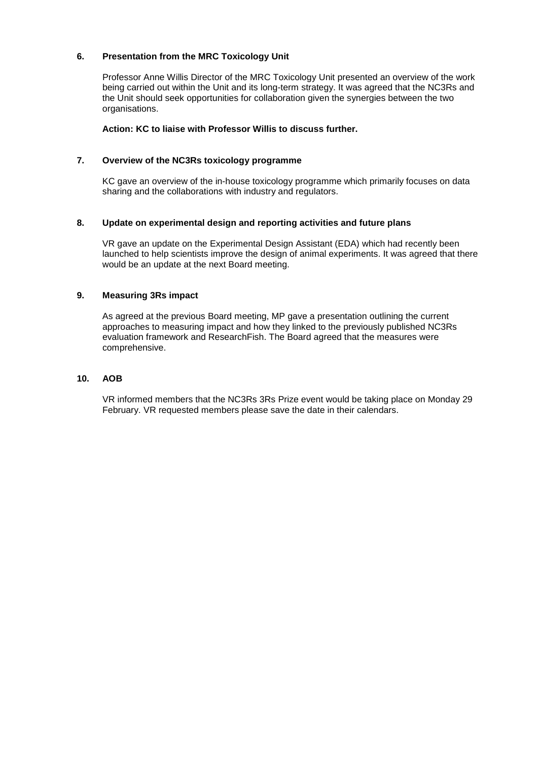## 6. Presentation from the MRC Toxicology Unit

Professor Anne Willis Director of the MRC Toxicology Unit presented an overview of the work being carried out within the Unit and its long-term strategy. It was agreed that the NC3Rs and the Unit should seek opportunities for collaboration given the synergies between the two organisations.

**Action: KC to liaise with Professor Willis to discuss further.**

## 7. Overview of the NC3Rs toxicology programme

KC gave an overview of the in-house toxicology programme which primarily focuses on data sharing and the collaborations with industry and regulators.

## 8. Update on experimental design and reporting activities and future plans

VR gave an update on the Experimental Design Assistant (EDA) which had recently been launched to help scientists improve the design of animal experiments. It was agreed that there would be an update at the next Board meeting.

## 9. Measuring 3Rs impact

As agreed at the previous Board meeting, MP gave a presentation outlining the current approaches to measuring impact and how they linked to the previously published NC3Rs evaluation framework and ResearchFish. The Board agreed that the measures were comprehensive.

## 10. AOB

VR informed members that the NC3Rs 3Rs Prize event would be taking place on Monday 29 February. VR requested members please save the date in their calendars.